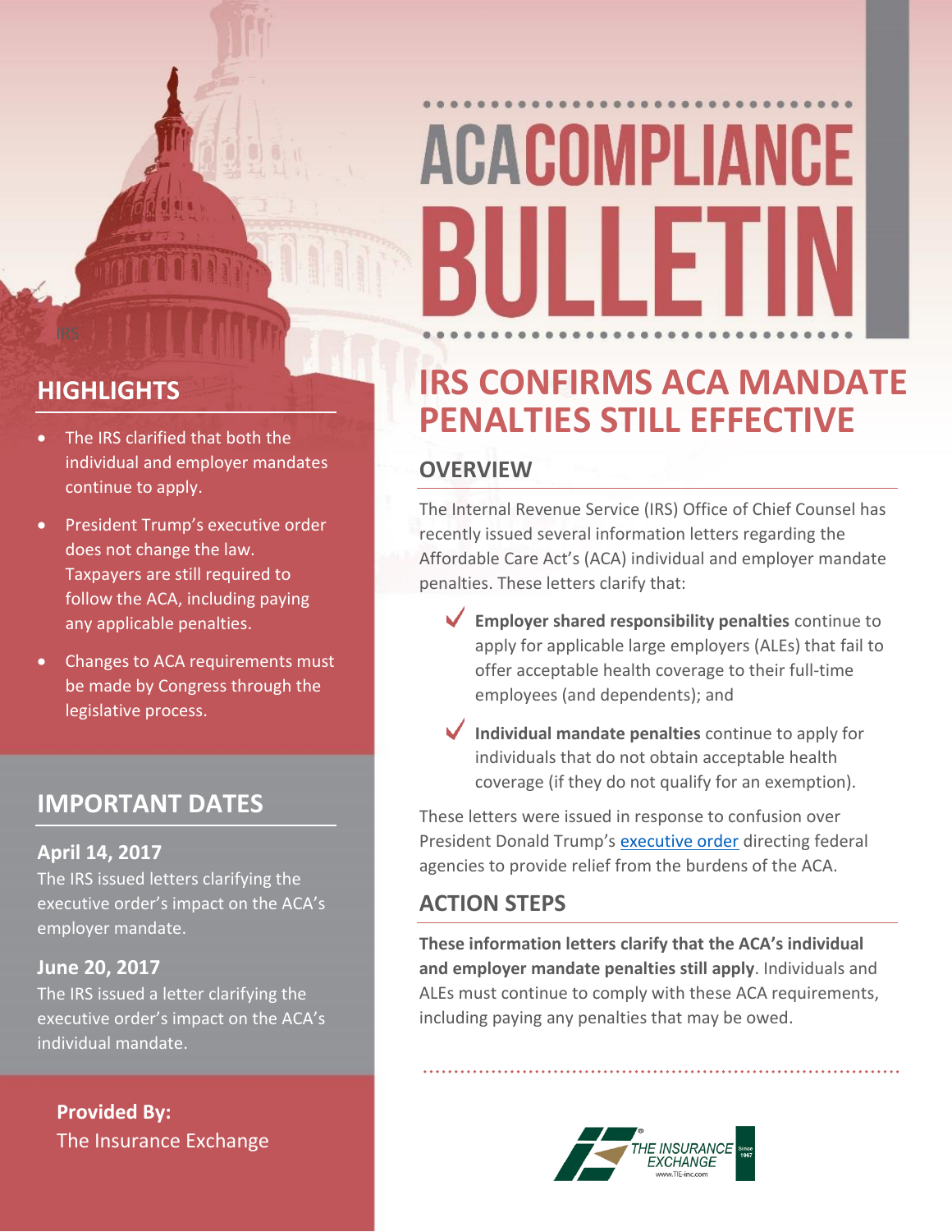# ACA COMPLIANCE BULLETIN

## IRS CONFIRMS ACA MANDATE PENALTIES STILL EFFECTIVE

### OVERVIEW

The Internal Revenue Service (IRS) Office of Chief Counsel has recently issued several information letters regarding the Affordable Care Act's (ACA) individual and employer mandate penalties. These letters clarify that:

- ✓ **Employer shared responsibility penalties** continue to apply for applicable large employers (ALEs) that fail to offer acceptable health coverage to their full-time employees (and dependents); and
- ✓ **Individual mandate penalties** continue to apply for individuals that do not obtain acceptable health coverage (if they do not qualify for an exemption).

These letters were issued in response to confusion over President Donald Trump's executive order directing federal agencies to provide relief from the burdens of the ACA.

### ACTION STEPS

**These information letters clarify that the ACA's individual and employer mandate penalties still apply**. Individuals and ALEs must continue to comply with these ACA requirements, including paying any penalties that may be owed.

## HIGHLIGHTS

- The IRS clarified that both the individual and employer mandates continue to apply.
- President Trump's executive order does not change the law. Taxpayers are still required to follow the ACA, including paying any applicable penalties.
- Changes to ACA requirements must be made by Congress through the legislative process.

## IMPORTANT DATES

**April 14, 2017**
The IRS issued letters clarifying the executive order's impact on the ACA's employer mandate.

**June 20, 2017**
The IRS issued a letter clarifying the executive order's impact on the ACA's individual mandate.

**Provided By:**
The Insurance Exchange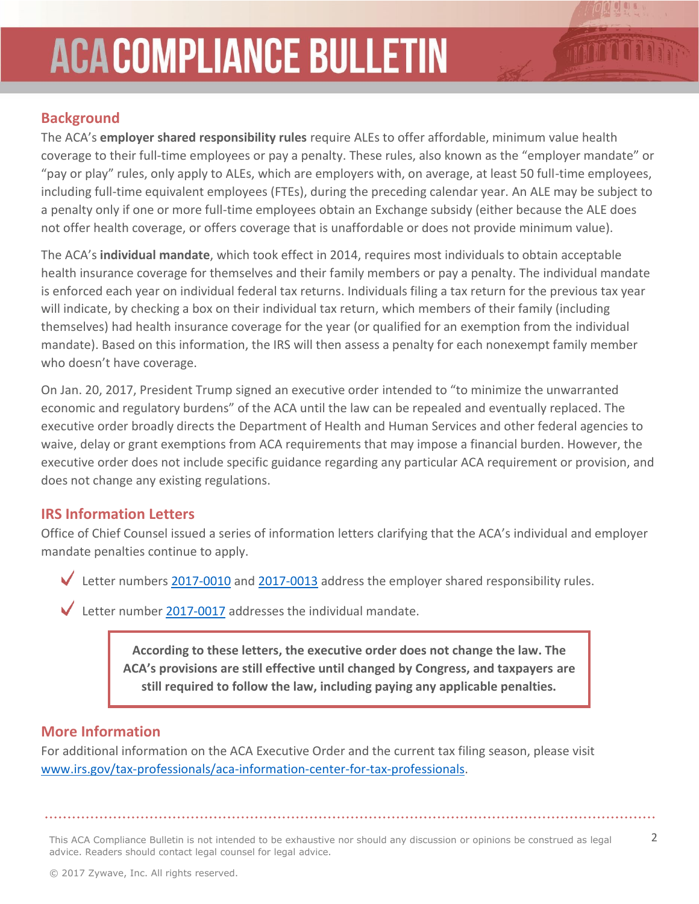# ACA COMPLIANCE BULLETIN

## Background

The ACA's **employer shared responsibility rules** require ALEs to offer affordable, minimum value health coverage to their full-time employees or pay a penalty. These rules, also known as the "employer mandate" or "pay or play" rules, only apply to ALEs, which are employers with, on average, at least 50 full-time employees, including full-time equivalent employees (FTEs), during the preceding calendar year. An ALE may be subject to a penalty only if one or more full-time employees obtain an Exchange subsidy (either because the ALE does not offer health coverage, or offers coverage that is unaffordable or does not provide minimum value).

The ACA's **individual mandate**, which took effect in 2014, requires most individuals to obtain acceptable health insurance coverage for themselves and their family members or pay a penalty. The individual mandate is enforced each year on individual federal tax returns. Individuals filing a tax return for the previous tax year will indicate, by checking a box on their individual tax return, which members of their family (including themselves) had health insurance coverage for the year (or qualified for an exemption from the individual mandate). Based on this information, the IRS will then assess a penalty for each nonexempt family member who doesn't have coverage.

On Jan. 20, 2017, President Trump signed an executive order intended to "to minimize the unwarranted economic and regulatory burdens" of the ACA until the law can be repealed and eventually replaced. The executive order broadly directs the Department of Health and Human Services and other federal agencies to waive, delay or grant exemptions from ACA requirements that may impose a financial burden. However, the executive order does not include specific guidance regarding any particular ACA requirement or provision, and does not change any existing regulations.

## IRS Information Letters

Office of Chief Counsel issued a series of information letters clarifying that the ACA's individual and employer mandate penalties continue to apply.

- Letter numbers 2017-0010 and 2017-0013 address the employer shared responsibility rules.
- Letter number 2017-0017 addresses the individual mandate.

**According to these letters, the executive order does not change the law. The ACA's provisions are still effective until changed by Congress, and taxpayers are still required to follow the law, including paying any applicable penalties.**

## More Information

For additional information on the ACA Executive Order and the current tax filing season, please visit www.irs.gov/tax-professionals/aca-information-center-for-tax-professionals.

This ACA Compliance Bulletin is not intended to be exhaustive nor should any discussion or opinions be construed as legal advice. Readers should contact legal counsel for legal advice.

© 2017 Zywave, Inc. All rights reserved.